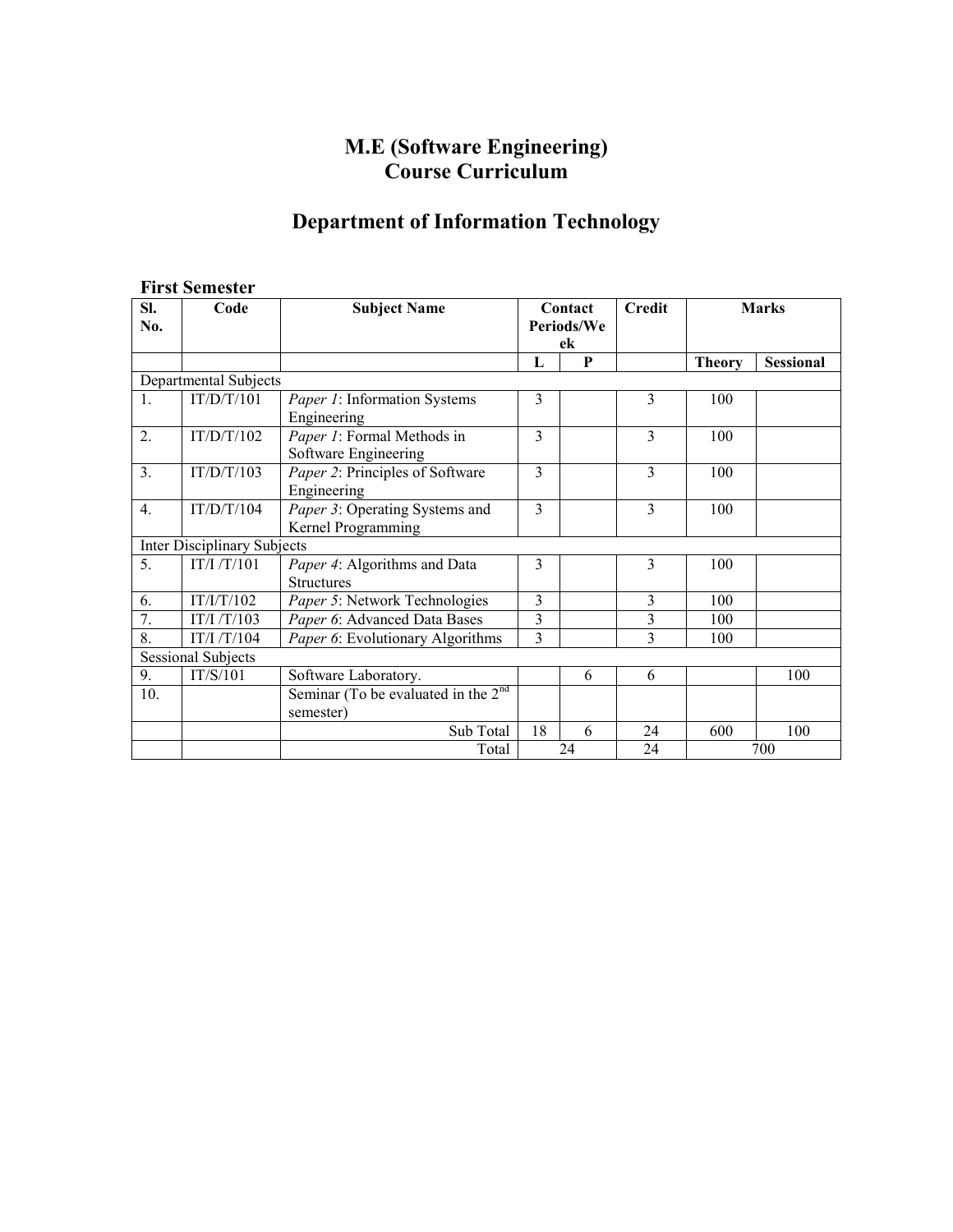# M.E (Software Engineering)
# Course Curriculum

# Department of Information Technology

### First Semester

| Sl. No. | Code | Subject Name | Contact Periods/Week | | Credit | Marks | |
|---|---|---|---|---|---|---|---|
| | | | L | P | | Theory | Sessional |
| Departmental Subjects | | | | | | | |
| 1. | IT/D/T/101 | *Paper 1*: Information Systems Engineering | 3 | | 3 | 100 | |
| 2. | IT/D/T/102 | *Paper 1*: Formal Methods in Software Engineering | 3 | | 3 | 100 | |
| 3. | IT/D/T/103 | *Paper 2*: Principles of Software Engineering | 3 | | 3 | 100 | |
| 4. | IT/D/T/104 | *Paper 3*: Operating Systems and Kernel Programming | 3 | | 3 | 100 | |
| Inter Disciplinary Subjects | | | | | | | |
| 5. | IT/I /T/101 | *Paper 4*: Algorithms and Data Structures | 3 | | 3 | 100 | |
| 6. | IT/I/T/102 | *Paper 5*: Network Technologies | 3 | | 3 | 100 | |
| 7. | IT/I /T/103 | *Paper 6*: Advanced Data Bases | 3 | | 3 | 100 | |
| 8. | IT/I /T/104 | *Paper 6*: Evolutionary Algorithms | 3 | | 3 | 100 | |
| Sessional Subjects | | | | | | | |
| 9. | IT/S/101 | Software Laboratory. | | 6 | 6 | | 100 |
| 10. | | Seminar (To be evaluated in the 2nd semester) | | | | | |
| | | Sub Total | 18 | 6 | 24 | 600 | 100 |
| | | Total | 24 | | 24 | 700 | |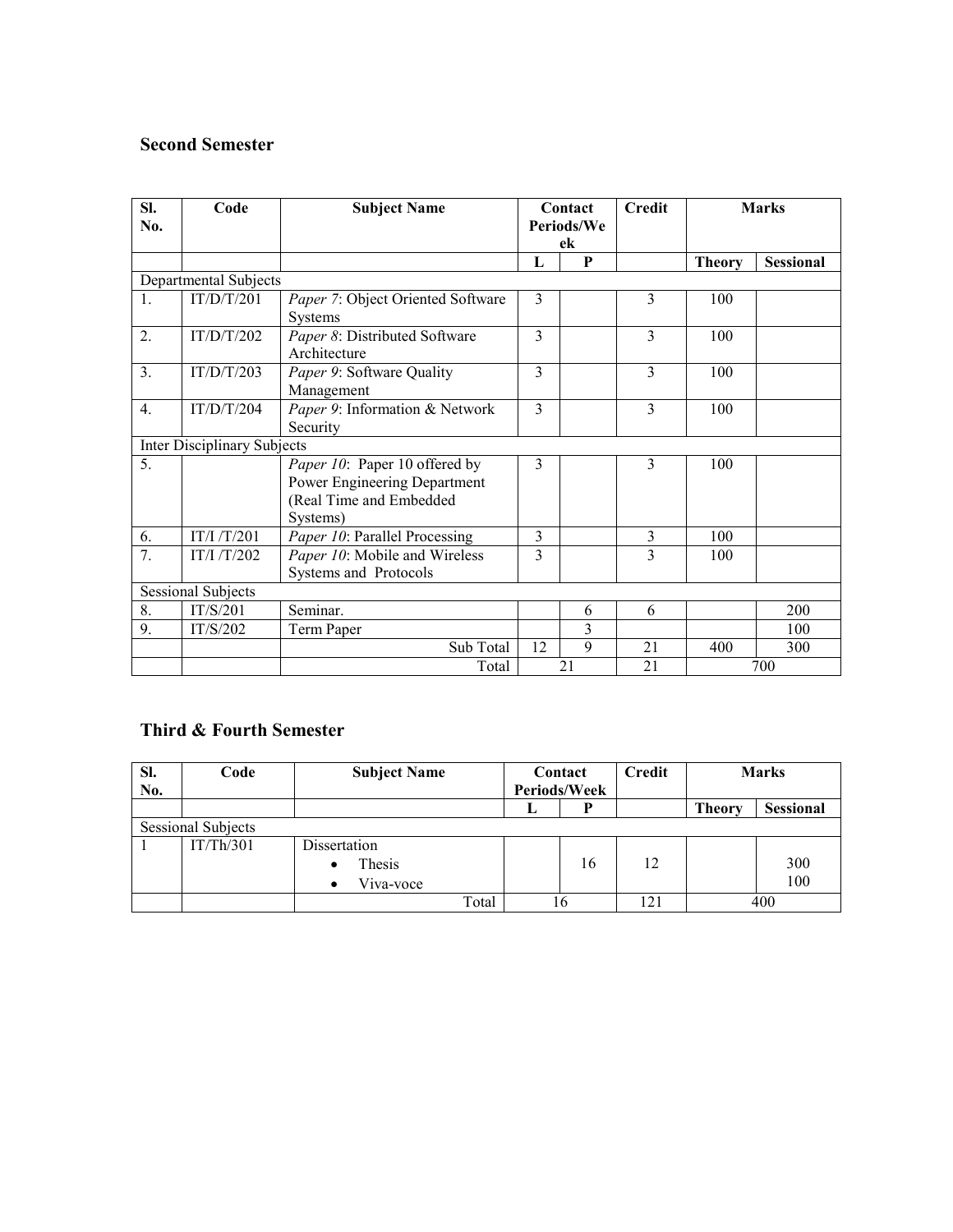## Second Semester

| Sl. No. | Code | Subject Name | Contact Periods/Week | | Credit | Marks | |
|---|---|---|---|---|---|---|---|
| | | | L | P | | Theory | Sessional |
| Departmental Subjects | | | | | | | |
| 1. | IT/D/T/201 | *Paper 7*: Object Oriented Software Systems | 3 | | 3 | 100 | |
| 2. | IT/D/T/202 | *Paper 8*: Distributed Software Architecture | 3 | | 3 | 100 | |
| 3. | IT/D/T/203 | *Paper 9*: Software Quality Management | 3 | | 3 | 100 | |
| 4. | IT/D/T/204 | *Paper 9*: Information & Network Security | 3 | | 3 | 100 | |
| Inter Disciplinary Subjects | | | | | | | |
| 5. | | *Paper 10*: Paper 10 offered by Power Engineering Department (Real Time and Embedded Systems) | 3 | | 3 | 100 | |
| 6. | IT/I /T/201 | *Paper 10*: Parallel Processing | 3 | | 3 | 100 | |
| 7. | IT/I /T/202 | *Paper 10*: Mobile and Wireless Systems and Protocols | 3 | | 3 | 100 | |
| Sessional Subjects | | | | | | | |
| 8. | IT/S/201 | Seminar. | | 6 | 6 | | 200 |
| 9. | IT/S/202 | Term Paper | | 3 | | | 100 |
| | | Sub Total | 12 | 9 | 21 | 400 | 300 |
| | | Total | 21 | | 21 | 700 | |

## Third & Fourth Semester

| Sl. No. | Code | Subject Name | Contact Periods/Week | | Credit | Marks | |
|---|---|---|---|---|---|---|---|
| | | | L | P | | Theory | Sessional |
| Sessional Subjects | | | | | | | |
| 1 | IT/Th/301 | Dissertation<br>• Thesis<br>• Viva-voce | | 16 | 12 | | 300<br>100 |
| | | Total | 16 | | 121 | 400 | |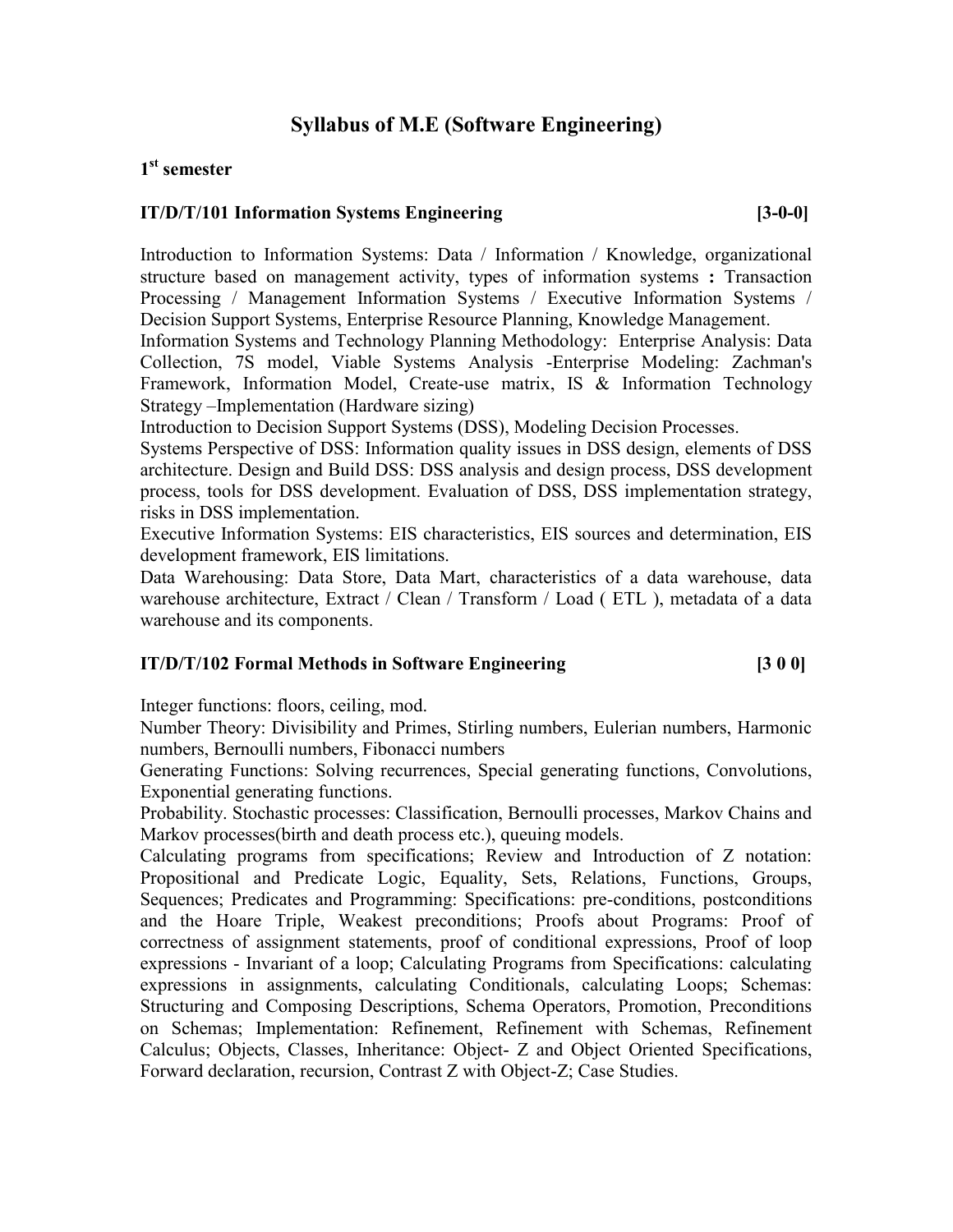# Syllabus of M.E (Software Engineering)

## 1st semester

### IT/D/T/101 Information Systems Engineering [3-0-0]

Introduction to Information Systems: Data / Information / Knowledge, organizational structure based on management activity, types of information systems **:** Transaction Processing / Management Information Systems / Executive Information Systems / Decision Support Systems, Enterprise Resource Planning, Knowledge Management.

Information Systems and Technology Planning Methodology: Enterprise Analysis: Data Collection, 7S model, Viable Systems Analysis -Enterprise Modeling: Zachman's Framework, Information Model, Create-use matrix, IS & Information Technology Strategy –Implementation (Hardware sizing)

Introduction to Decision Support Systems (DSS), Modeling Decision Processes.

Systems Perspective of DSS: Information quality issues in DSS design, elements of DSS architecture. Design and Build DSS: DSS analysis and design process, DSS development process, tools for DSS development. Evaluation of DSS, DSS implementation strategy, risks in DSS implementation.

Executive Information Systems: EIS characteristics, EIS sources and determination, EIS development framework, EIS limitations.

Data Warehousing: Data Store, Data Mart, characteristics of a data warehouse, data warehouse architecture, Extract / Clean / Transform / Load ( ETL ), metadata of a data warehouse and its components.

### IT/D/T/102 Formal Methods in Software Engineering [3 0 0]

Integer functions: floors, ceiling, mod.

Number Theory: Divisibility and Primes, Stirling numbers, Eulerian numbers, Harmonic numbers, Bernoulli numbers, Fibonacci numbers

Generating Functions: Solving recurrences, Special generating functions, Convolutions, Exponential generating functions.

Probability. Stochastic processes: Classification, Bernoulli processes, Markov Chains and Markov processes(birth and death process etc.), queuing models.

Calculating programs from specifications; Review and Introduction of Z notation: Propositional and Predicate Logic, Equality, Sets, Relations, Functions, Groups, Sequences; Predicates and Programming: Specifications: pre-conditions, postconditions and the Hoare Triple, Weakest preconditions; Proofs about Programs: Proof of correctness of assignment statements, proof of conditional expressions, Proof of loop expressions - Invariant of a loop; Calculating Programs from Specifications: calculating expressions in assignments, calculating Conditionals, calculating Loops; Schemas: Structuring and Composing Descriptions, Schema Operators, Promotion, Preconditions on Schemas; Implementation: Refinement, Refinement with Schemas, Refinement Calculus; Objects, Classes, Inheritance: Object- Z and Object Oriented Specifications, Forward declaration, recursion, Contrast Z with Object-Z; Case Studies.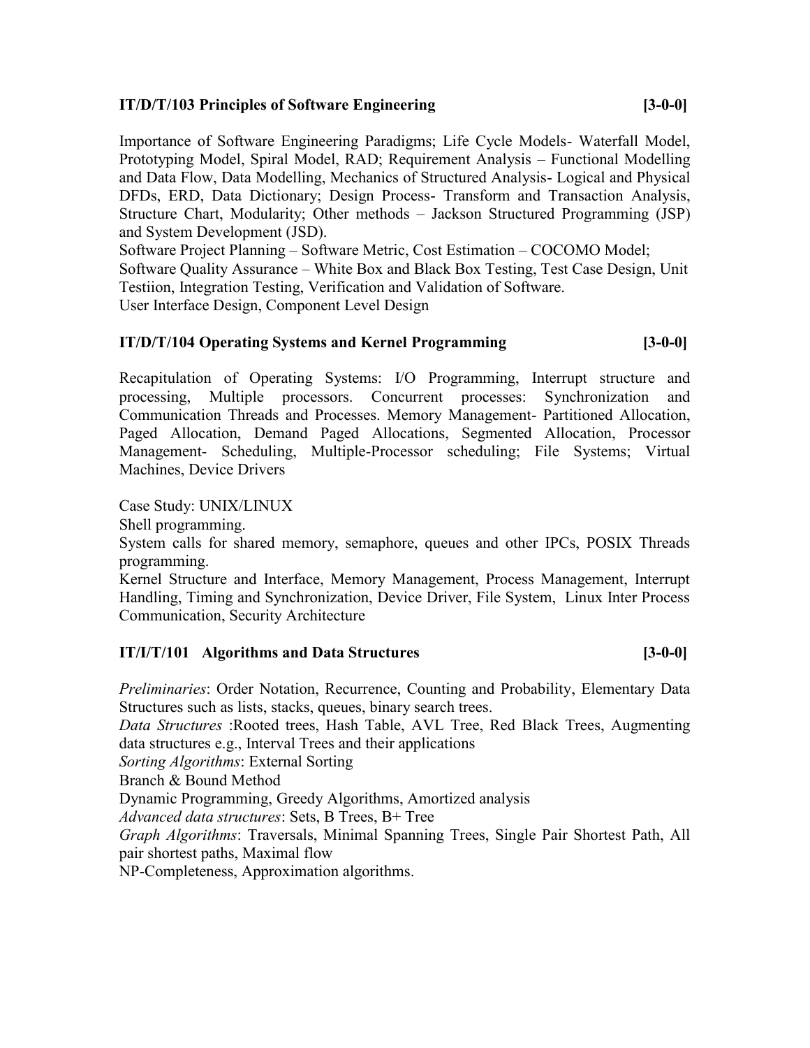### IT/D/T/103 Principles of Software Engineering [3-0-0]

Importance of Software Engineering Paradigms; Life Cycle Models- Waterfall Model, Prototyping Model, Spiral Model, RAD; Requirement Analysis – Functional Modelling and Data Flow, Data Modelling, Mechanics of Structured Analysis- Logical and Physical DFDs, ERD, Data Dictionary; Design Process- Transform and Transaction Analysis, Structure Chart, Modularity; Other methods – Jackson Structured Programming (JSP) and System Development (JSD).
Software Project Planning – Software Metric, Cost Estimation – COCOMO Model;
Software Quality Assurance – White Box and Black Box Testing, Test Case Design, Unit Testiion, Integration Testing, Verification and Validation of Software.
User Interface Design, Component Level Design

### IT/D/T/104 Operating Systems and Kernel Programming [3-0-0]

Recapitulation of Operating Systems: I/O Programming, Interrupt structure and processing, Multiple processors. Concurrent processes: Synchronization and Communication Threads and Processes. Memory Management- Partitioned Allocation, Paged Allocation, Demand Paged Allocations, Segmented Allocation, Processor Management- Scheduling, Multiple-Processor scheduling; File Systems; Virtual Machines, Device Drivers

Case Study: UNIX/LINUX
Shell programming.
System calls for shared memory, semaphore, queues and other IPCs, POSIX Threads programming.
Kernel Structure and Interface, Memory Management, Process Management, Interrupt Handling, Timing and Synchronization, Device Driver, File System, Linux Inter Process Communication, Security Architecture

### IT/I/T/101 Algorithms and Data Structures [3-0-0]

*Preliminaries*: Order Notation, Recurrence, Counting and Probability, Elementary Data Structures such as lists, stacks, queues, binary search trees.
*Data Structures* :Rooted trees, Hash Table, AVL Tree, Red Black Trees, Augmenting data structures e.g., Interval Trees and their applications
*Sorting Algorithms*: External Sorting
Branch & Bound Method
Dynamic Programming, Greedy Algorithms, Amortized analysis
*Advanced data structures*: Sets, B Trees, B+ Tree
*Graph Algorithms*: Traversals, Minimal Spanning Trees, Single Pair Shortest Path, All pair shortest paths, Maximal flow
NP-Completeness, Approximation algorithms.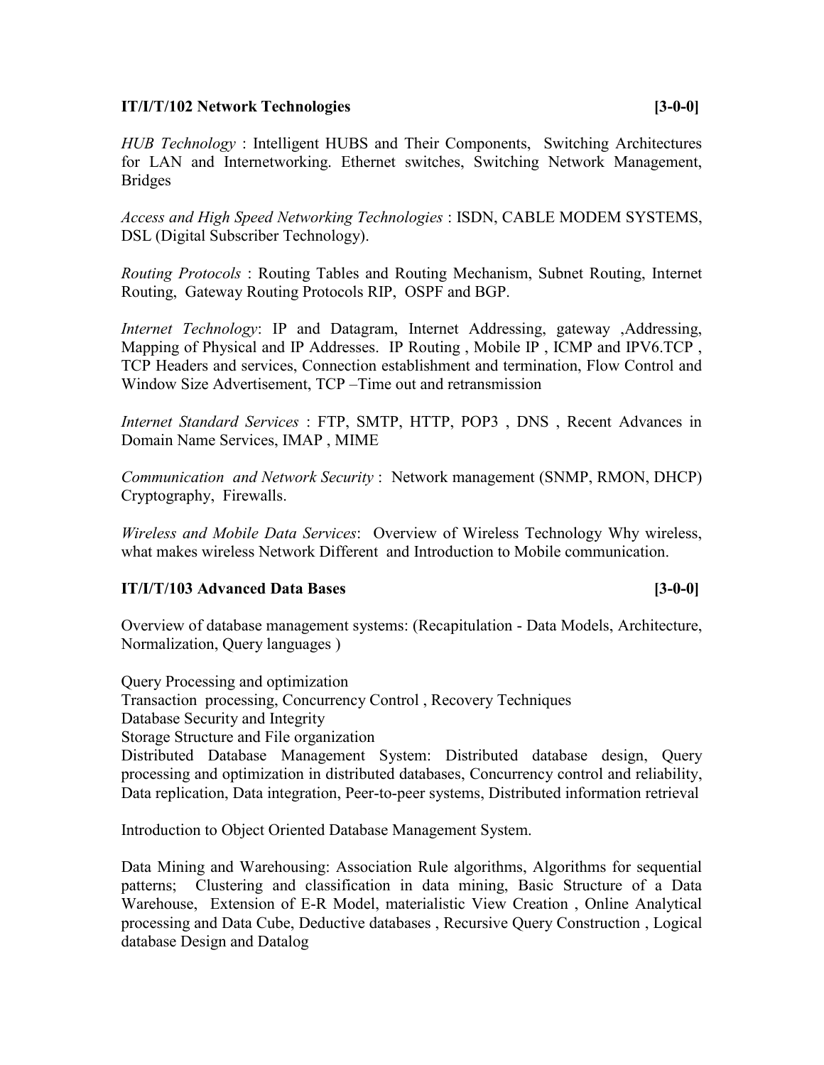**IT/I/T/102 Network Technologies [3-0-0]**

*HUB Technology* : Intelligent HUBS and Their Components, Switching Architectures for LAN and Internetworking. Ethernet switches, Switching Network Management, Bridges

*Access and High Speed Networking Technologies* : ISDN, CABLE MODEM SYSTEMS, DSL (Digital Subscriber Technology).

*Routing Protocols* : Routing Tables and Routing Mechanism, Subnet Routing, Internet Routing, Gateway Routing Protocols RIP, OSPF and BGP.

*Internet Technology*: IP and Datagram, Internet Addressing, gateway ,Addressing, Mapping of Physical and IP Addresses. IP Routing , Mobile IP , ICMP and IPV6.TCP , TCP Headers and services, Connection establishment and termination, Flow Control and Window Size Advertisement, TCP –Time out and retransmission

*Internet Standard Services* : FTP, SMTP, HTTP, POP3 , DNS , Recent Advances in Domain Name Services, IMAP , MIME

*Communication and Network Security* : Network management (SNMP, RMON, DHCP) Cryptography, Firewalls.

*Wireless and Mobile Data Services*: Overview of Wireless Technology Why wireless, what makes wireless Network Different and Introduction to Mobile communication.

**IT/I/T/103 Advanced Data Bases [3-0-0]**

Overview of database management systems: (Recapitulation - Data Models, Architecture, Normalization, Query languages )

Query Processing and optimization
Transaction processing, Concurrency Control , Recovery Techniques
Database Security and Integrity
Storage Structure and File organization
Distributed Database Management System: Distributed database design, Query processing and optimization in distributed databases, Concurrency control and reliability, Data replication, Data integration, Peer-to-peer systems, Distributed information retrieval

Introduction to Object Oriented Database Management System.

Data Mining and Warehousing: Association Rule algorithms, Algorithms for sequential patterns; Clustering and classification in data mining, Basic Structure of a Data Warehouse, Extension of E-R Model, materialistic View Creation , Online Analytical processing and Data Cube, Deductive databases , Recursive Query Construction , Logical database Design and Datalog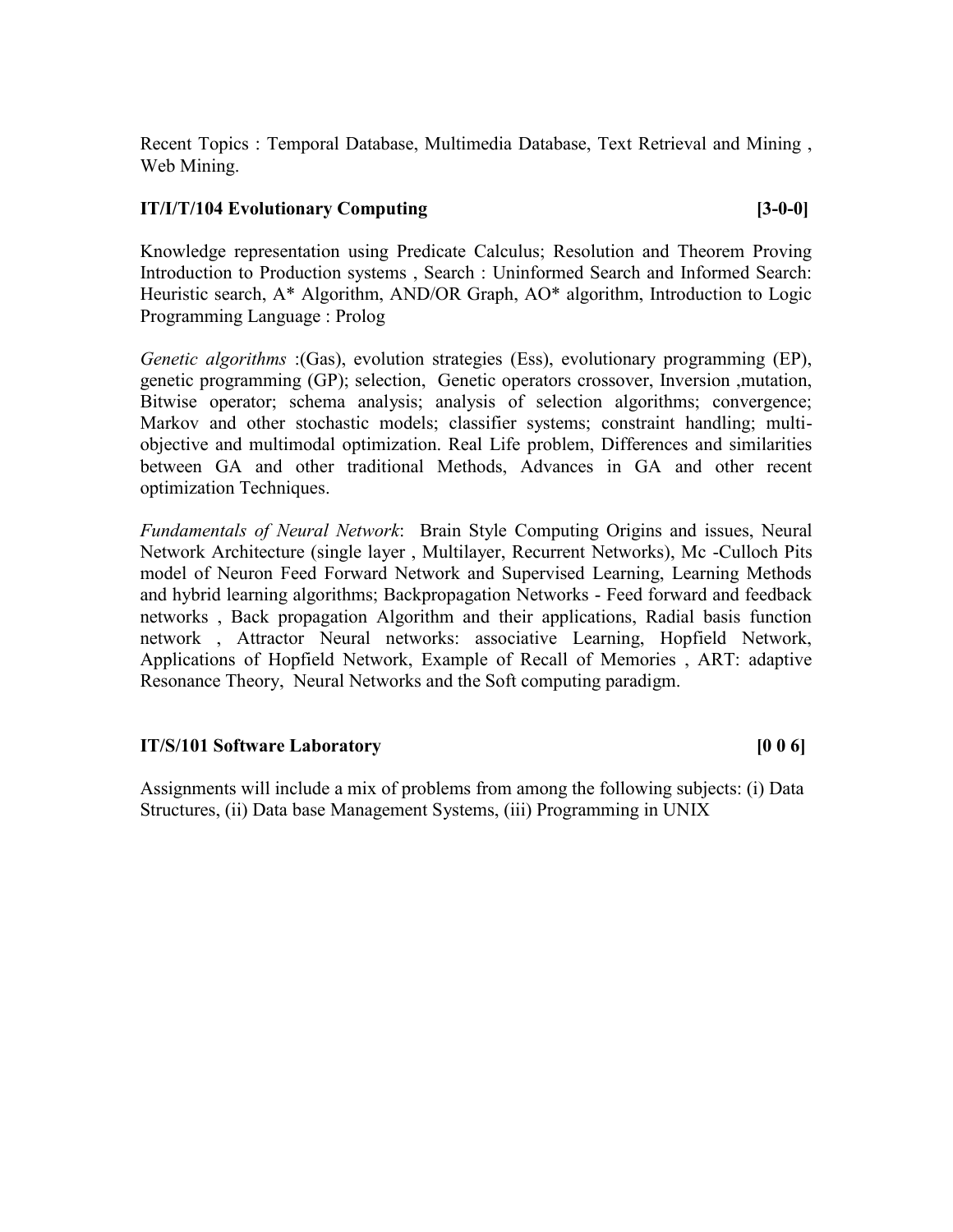Recent Topics : Temporal Database, Multimedia Database, Text Retrieval and Mining , Web Mining.

**IT/I/T/104 Evolutionary Computing [3-0-0]**

Knowledge representation using Predicate Calculus; Resolution and Theorem Proving Introduction to Production systems , Search : Uninformed Search and Informed Search: Heuristic search, A* Algorithm, AND/OR Graph, AO* algorithm, Introduction to Logic Programming Language : Prolog

*Genetic algorithms* :(Gas), evolution strategies (Ess), evolutionary programming (EP), genetic programming (GP); selection, Genetic operators crossover, Inversion ,mutation, Bitwise operator; schema analysis; analysis of selection algorithms; convergence; Markov and other stochastic models; classifier systems; constraint handling; multi-objective and multimodal optimization. Real Life problem, Differences and similarities between GA and other traditional Methods, Advances in GA and other recent optimization Techniques.

*Fundamentals of Neural Network*: Brain Style Computing Origins and issues, Neural Network Architecture (single layer , Multilayer, Recurrent Networks), Mc -Culloch Pits model of Neuron Feed Forward Network and Supervised Learning, Learning Methods and hybrid learning algorithms; Backpropagation Networks - Feed forward and feedback networks , Back propagation Algorithm and their applications, Radial basis function network , Attractor Neural networks: associative Learning, Hopfield Network, Applications of Hopfield Network, Example of Recall of Memories , ART: adaptive Resonance Theory, Neural Networks and the Soft computing paradigm.

**IT/S/101 Software Laboratory [0 0 6]**

Assignments will include a mix of problems from among the following subjects: (i) Data Structures, (ii) Data base Management Systems, (iii) Programming in UNIX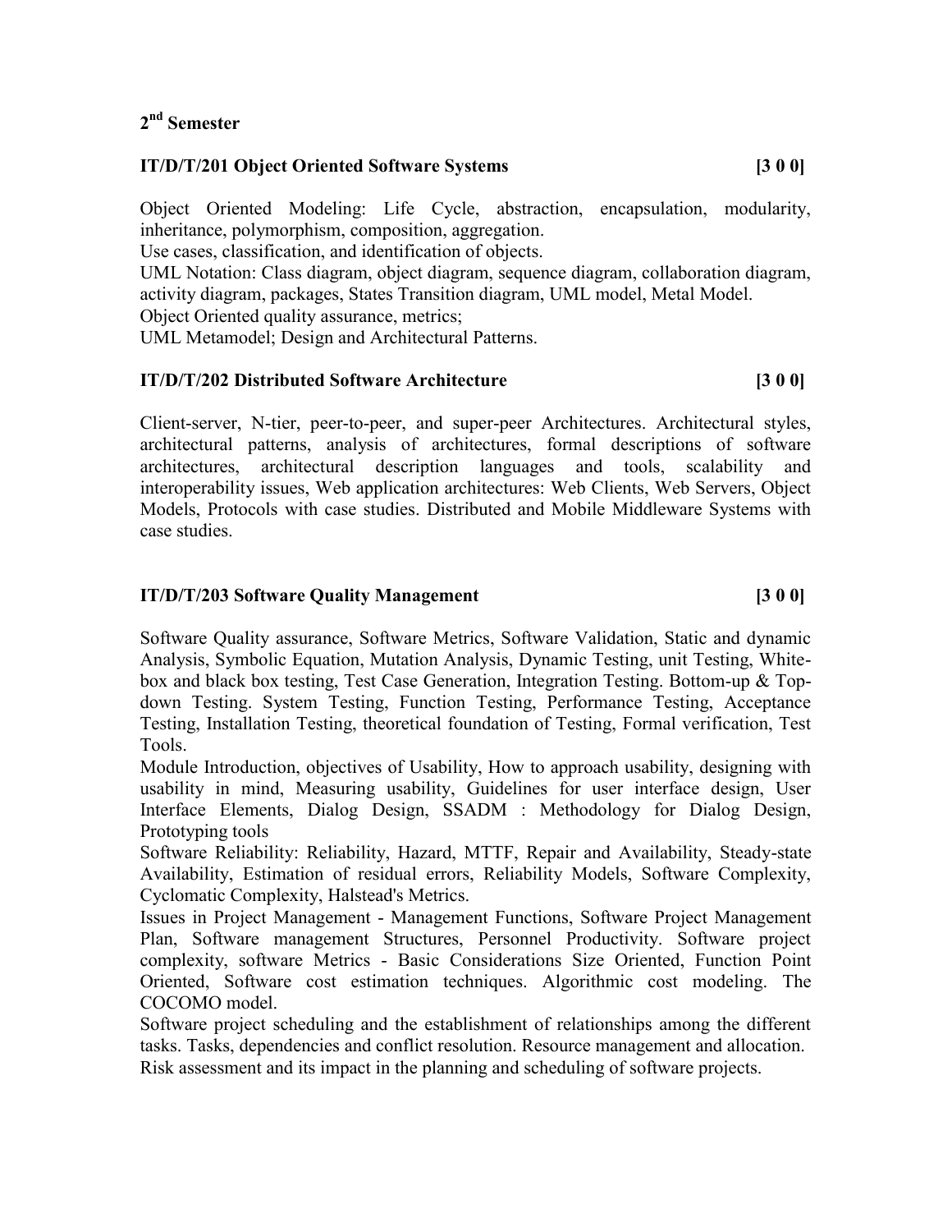## 2nd Semester

### IT/D/T/201 Object Oriented Software Systems [3 0 0]

Object Oriented Modeling: Life Cycle, abstraction, encapsulation, modularity, inheritance, polymorphism, composition, aggregation.
Use cases, classification, and identification of objects.
UML Notation: Class diagram, object diagram, sequence diagram, collaboration diagram, activity diagram, packages, States Transition diagram, UML model, Metal Model.
Object Oriented quality assurance, metrics;
UML Metamodel; Design and Architectural Patterns.

### IT/D/T/202 Distributed Software Architecture [3 0 0]

Client-server, N-tier, peer-to-peer, and super-peer Architectures. Architectural styles, architectural patterns, analysis of architectures, formal descriptions of software architectures, architectural description languages and tools, scalability and interoperability issues, Web application architectures: Web Clients, Web Servers, Object Models, Protocols with case studies. Distributed and Mobile Middleware Systems with case studies.

### IT/D/T/203 Software Quality Management [3 0 0]

Software Quality assurance, Software Metrics, Software Validation, Static and dynamic Analysis, Symbolic Equation, Mutation Analysis, Dynamic Testing, unit Testing, White-box and black box testing, Test Case Generation, Integration Testing. Bottom-up & Top-down Testing. System Testing, Function Testing, Performance Testing, Acceptance Testing, Installation Testing, theoretical foundation of Testing, Formal verification, Test Tools.
Module Introduction, objectives of Usability, How to approach usability, designing with usability in mind, Measuring usability, Guidelines for user interface design, User Interface Elements, Dialog Design, SSADM : Methodology for Dialog Design, Prototyping tools
Software Reliability: Reliability, Hazard, MTTF, Repair and Availability, Steady-state Availability, Estimation of residual errors, Reliability Models, Software Complexity, Cyclomatic Complexity, Halstead's Metrics.
Issues in Project Management - Management Functions, Software Project Management Plan, Software management Structures, Personnel Productivity. Software project complexity, software Metrics - Basic Considerations Size Oriented, Function Point Oriented, Software cost estimation techniques. Algorithmic cost modeling. The COCOMO model.
Software project scheduling and the establishment of relationships among the different tasks. Tasks, dependencies and conflict resolution. Resource management and allocation.
Risk assessment and its impact in the planning and scheduling of software projects.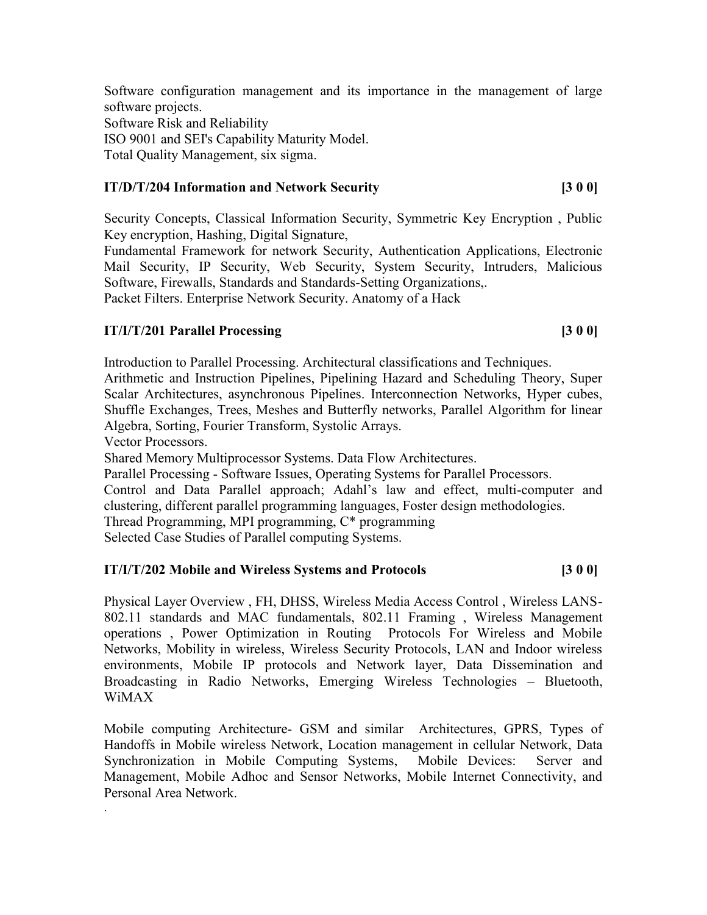Software configuration management and its importance in the management of large software projects.
Software Risk and Reliability
ISO 9001 and SEI's Capability Maturity Model.
Total Quality Management, six sigma.

**IT/D/T/204 Information and Network Security [3 0 0]**

Security Concepts, Classical Information Security, Symmetric Key Encryption , Public Key encryption, Hashing, Digital Signature,
Fundamental Framework for network Security, Authentication Applications, Electronic Mail Security, IP Security, Web Security, System Security, Intruders, Malicious Software, Firewalls, Standards and Standards-Setting Organizations,.
Packet Filters. Enterprise Network Security. Anatomy of a Hack

**IT/I/T/201 Parallel Processing [3 0 0]**

Introduction to Parallel Processing. Architectural classifications and Techniques.
Arithmetic and Instruction Pipelines, Pipelining Hazard and Scheduling Theory, Super Scalar Architectures, asynchronous Pipelines. Interconnection Networks, Hyper cubes, Shuffle Exchanges, Trees, Meshes and Butterfly networks, Parallel Algorithm for linear Algebra, Sorting, Fourier Transform, Systolic Arrays.
Vector Processors.
Shared Memory Multiprocessor Systems. Data Flow Architectures.
Parallel Processing - Software Issues, Operating Systems for Parallel Processors.
Control and Data Parallel approach; Adahl's law and effect, multi-computer and clustering, different parallel programming languages, Foster design methodologies.
Thread Programming, MPI programming, C* programming
Selected Case Studies of Parallel computing Systems.

**IT/I/T/202 Mobile and Wireless Systems and Protocols [3 0 0]**

Physical Layer Overview , FH, DHSS, Wireless Media Access Control , Wireless LANS- 802.11 standards and MAC fundamentals, 802.11 Framing , Wireless Management operations , Power Optimization in Routing Protocols For Wireless and Mobile Networks, Mobility in wireless, Wireless Security Protocols, LAN and Indoor wireless environments, Mobile IP protocols and Network layer, Data Dissemination and Broadcasting in Radio Networks, Emerging Wireless Technologies – Bluetooth, WiMAX

Mobile computing Architecture- GSM and similar Architectures, GPRS, Types of Handoffs in Mobile wireless Network, Location management in cellular Network, Data Synchronization in Mobile Computing Systems, Mobile Devices: Server and Management, Mobile Adhoc and Sensor Networks, Mobile Internet Connectivity, and Personal Area Network.

.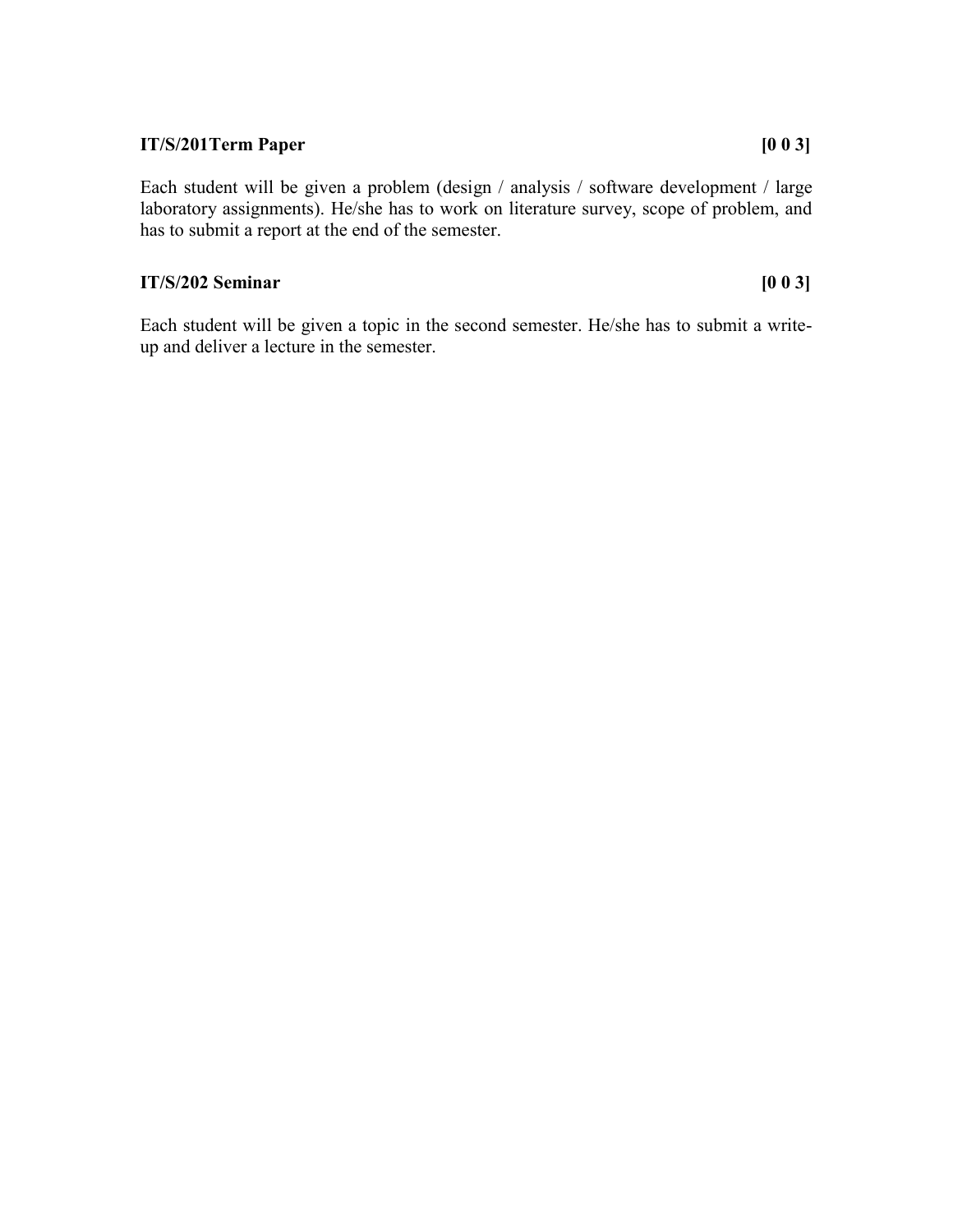**IT/S/201Term Paper [0 0 3]**

Each student will be given a problem (design / analysis / software development / large laboratory assignments). He/she has to work on literature survey, scope of problem, and has to submit a report at the end of the semester.

**IT/S/202 Seminar [0 0 3]**

Each student will be given a topic in the second semester. He/she has to submit a write-up and deliver a lecture in the semester.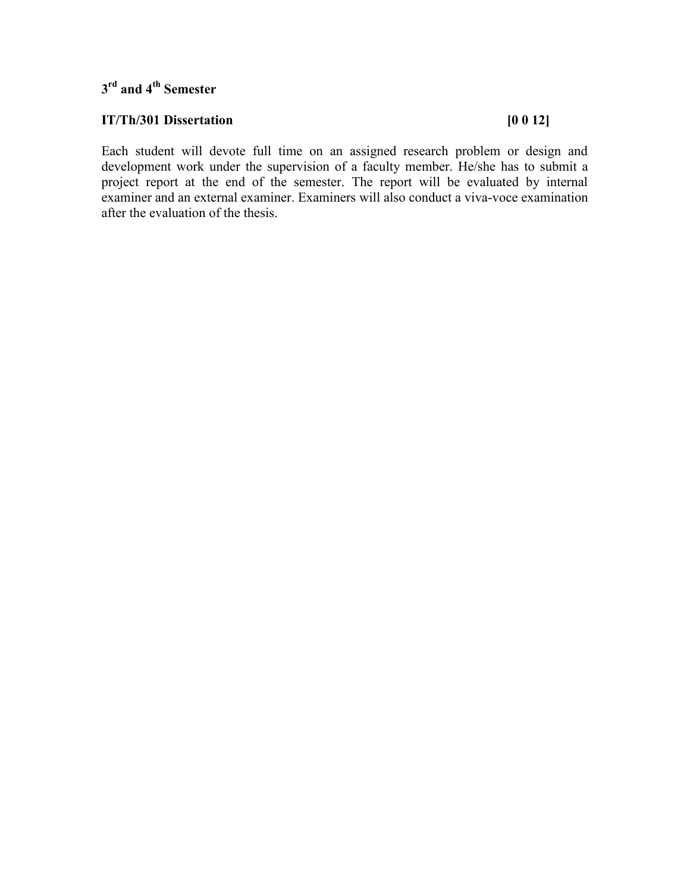**3rd and 4th Semester**

**IT/Th/301 Dissertation [0 0 12]**

Each student will devote full time on an assigned research problem or design and development work under the supervision of a faculty member. He/she has to submit a project report at the end of the semester. The report will be evaluated by internal examiner and an external examiner. Examiners will also conduct a viva-voce examination after the evaluation of the thesis.